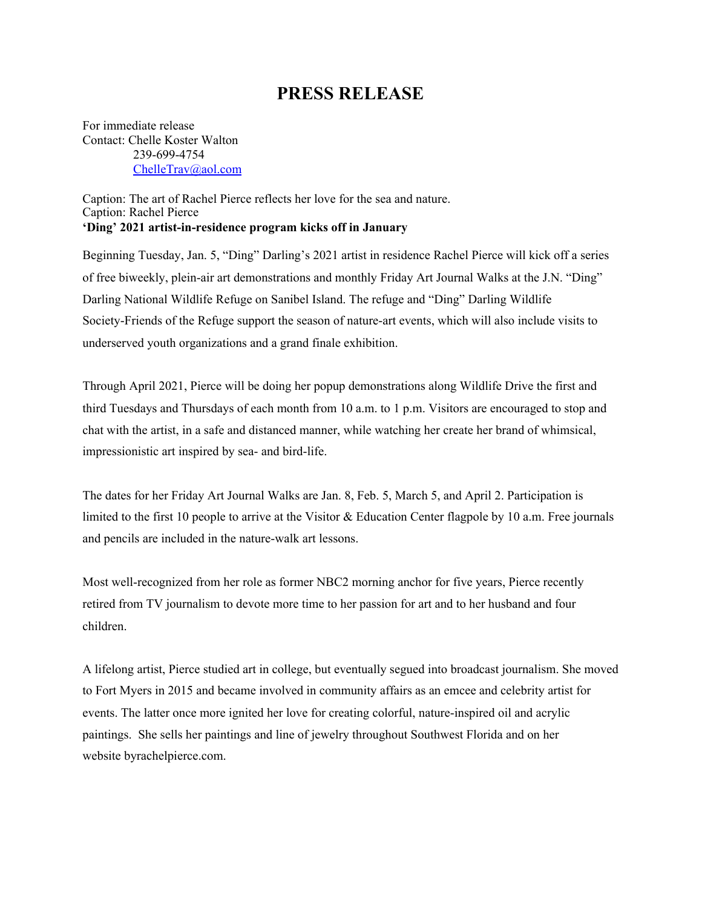# PRESS RELEASE

For immediate release
Contact: Chelle Koster Walton
239-699-4754
ChelleTrav@aol.com

Caption: The art of Rachel Pierce reflects her love for the sea and nature.
Caption: Rachel Pierce

**'Ding' 2021 artist-in-residence program kicks off in January**

Beginning Tuesday, Jan. 5, "Ding" Darling's 2021 artist in residence Rachel Pierce will kick off a series of free biweekly, plein-air art demonstrations and monthly Friday Art Journal Walks at the J.N. "Ding" Darling National Wildlife Refuge on Sanibel Island. The refuge and "Ding" Darling Wildlife Society-Friends of the Refuge support the season of nature-art events, which will also include visits to underserved youth organizations and a grand finale exhibition.

Through April 2021, Pierce will be doing her popup demonstrations along Wildlife Drive the first and third Tuesdays and Thursdays of each month from 10 a.m. to 1 p.m. Visitors are encouraged to stop and chat with the artist, in a safe and distanced manner, while watching her create her brand of whimsical, impressionistic art inspired by sea- and bird-life.

The dates for her Friday Art Journal Walks are Jan. 8, Feb. 5, March 5, and April 2. Participation is limited to the first 10 people to arrive at the Visitor & Education Center flagpole by 10 a.m. Free journals and pencils are included in the nature-walk art lessons.

Most well-recognized from her role as former NBC2 morning anchor for five years, Pierce recently retired from TV journalism to devote more time to her passion for art and to her husband and four children.

A lifelong artist, Pierce studied art in college, but eventually segued into broadcast journalism. She moved to Fort Myers in 2015 and became involved in community affairs as an emcee and celebrity artist for events. The latter once more ignited her love for creating colorful, nature-inspired oil and acrylic paintings. She sells her paintings and line of jewelry throughout Southwest Florida and on her website byrachelpierce.com.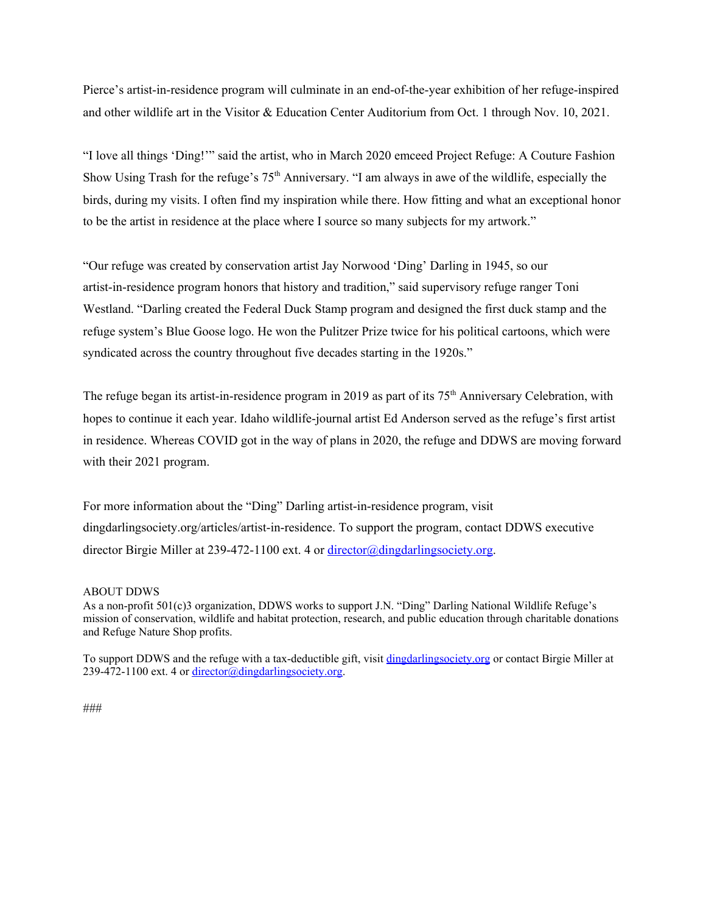Pierce's artist-in-residence program will culminate in an end-of-the-year exhibition of her refuge-inspired and other wildlife art in the Visitor & Education Center Auditorium from Oct. 1 through Nov. 10, 2021.

"I love all things 'Ding!'" said the artist, who in March 2020 emceed Project Refuge: A Couture Fashion Show Using Trash for the refuge's 75th Anniversary. "I am always in awe of the wildlife, especially the birds, during my visits. I often find my inspiration while there. How fitting and what an exceptional honor to be the artist in residence at the place where I source so many subjects for my artwork."

"Our refuge was created by conservation artist Jay Norwood 'Ding' Darling in 1945, so our artist-in-residence program honors that history and tradition," said supervisory refuge ranger Toni Westland. "Darling created the Federal Duck Stamp program and designed the first duck stamp and the refuge system's Blue Goose logo. He won the Pulitzer Prize twice for his political cartoons, which were syndicated across the country throughout five decades starting in the 1920s."

The refuge began its artist-in-residence program in 2019 as part of its 75th Anniversary Celebration, with hopes to continue it each year. Idaho wildlife-journal artist Ed Anderson served as the refuge's first artist in residence. Whereas COVID got in the way of plans in 2020, the refuge and DDWS are moving forward with their 2021 program.

For more information about the "Ding" Darling artist-in-residence program, visit dingdarlingsociety.org/articles/artist-in-residence. To support the program, contact DDWS executive director Birgie Miller at 239-472-1100 ext. 4 or director@dingdarlingsociety.org.

ABOUT DDWS
As a non-profit 501(c)3 organization, DDWS works to support J.N. "Ding" Darling National Wildlife Refuge's mission of conservation, wildlife and habitat protection, research, and public education through charitable donations and Refuge Nature Shop profits.

To support DDWS and the refuge with a tax-deductible gift, visit dingdarlingsociety.org or contact Birgie Miller at 239-472-1100 ext. 4 or director@dingdarlingsociety.org.

###